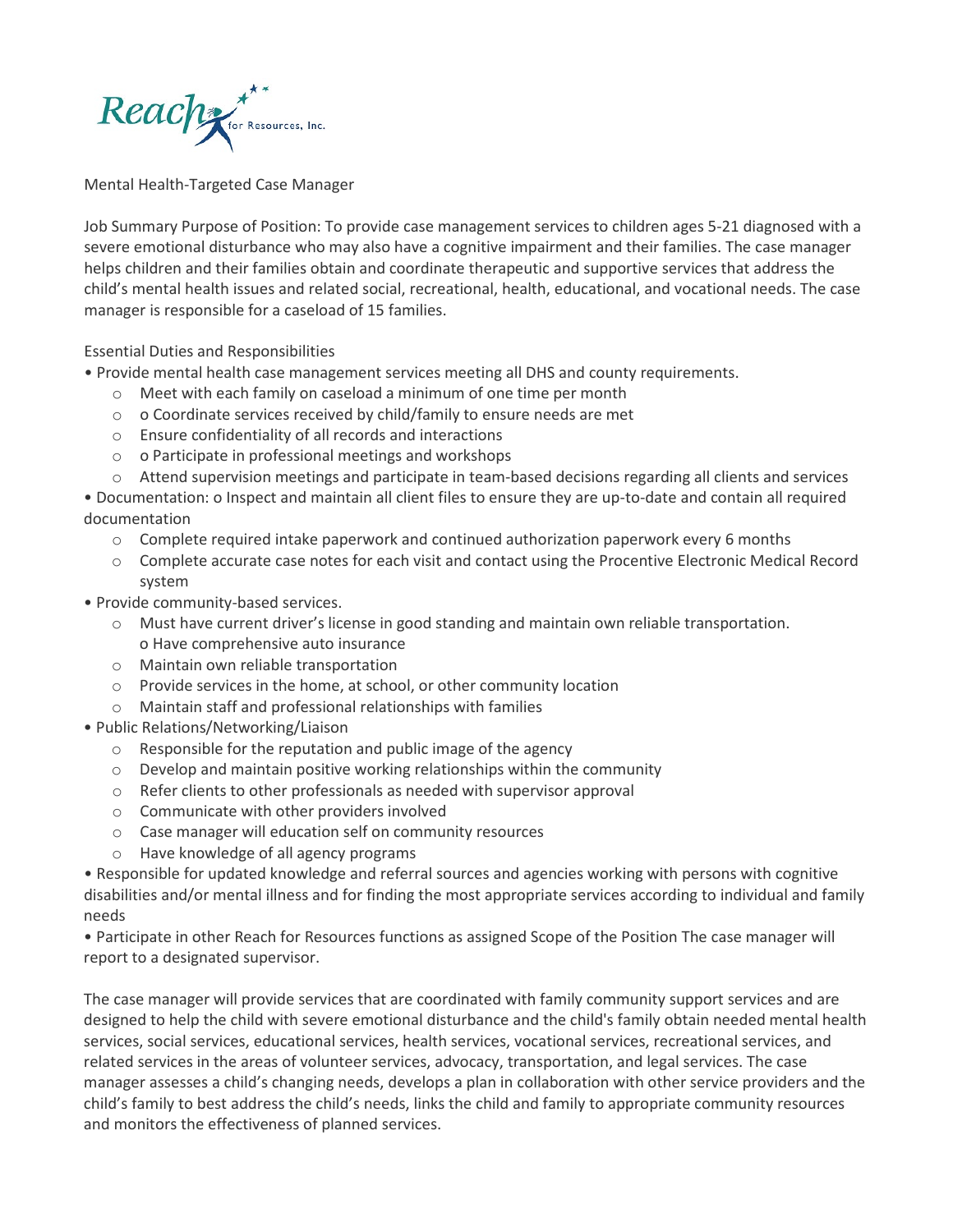Reach for Resources, Inc.

Mental Health-Targeted Case Manager

Job Summary Purpose of Position: To provide case management services to children ages 5-21 diagnosed with a severe emotional disturbance who may also have a cognitive impairment and their families. The case manager helps children and their families obtain and coordinate therapeutic and supportive services that address the child's mental health issues and related social, recreational, health, educational, and vocational needs. The case manager is responsible for a caseload of 15 families.

Essential Duties and Responsibilities

- Provide mental health case management services meeting all DHS and county requirements.
  - Meet with each family on caseload a minimum of one time per month
  - o Coordinate services received by child/family to ensure needs are met
  - Ensure confidentiality of all records and interactions
  - o Participate in professional meetings and workshops
  - Attend supervision meetings and participate in team-based decisions regarding all clients and services
- Documentation: o Inspect and maintain all client files to ensure they are up-to-date and contain all required documentation
  - Complete required intake paperwork and continued authorization paperwork every 6 months
  - Complete accurate case notes for each visit and contact using the Procentive Electronic Medical Record system
- Provide community-based services.
  - Must have current driver's license in good standing and maintain own reliable transportation. o Have comprehensive auto insurance
  - Maintain own reliable transportation
  - Provide services in the home, at school, or other community location
  - Maintain staff and professional relationships with families
- Public Relations/Networking/Liaison
  - Responsible for the reputation and public image of the agency
  - Develop and maintain positive working relationships within the community
  - Refer clients to other professionals as needed with supervisor approval
  - Communicate with other providers involved
  - Case manager will education self on community resources
  - Have knowledge of all agency programs
- Responsible for updated knowledge and referral sources and agencies working with persons with cognitive disabilities and/or mental illness and for finding the most appropriate services according to individual and family needs
- Participate in other Reach for Resources functions as assigned Scope of the Position The case manager will report to a designated supervisor.

The case manager will provide services that are coordinated with family community support services and are designed to help the child with severe emotional disturbance and the child's family obtain needed mental health services, social services, educational services, health services, vocational services, recreational services, and related services in the areas of volunteer services, advocacy, transportation, and legal services. The case manager assesses a child's changing needs, develops a plan in collaboration with other service providers and the child's family to best address the child's needs, links the child and family to appropriate community resources and monitors the effectiveness of planned services.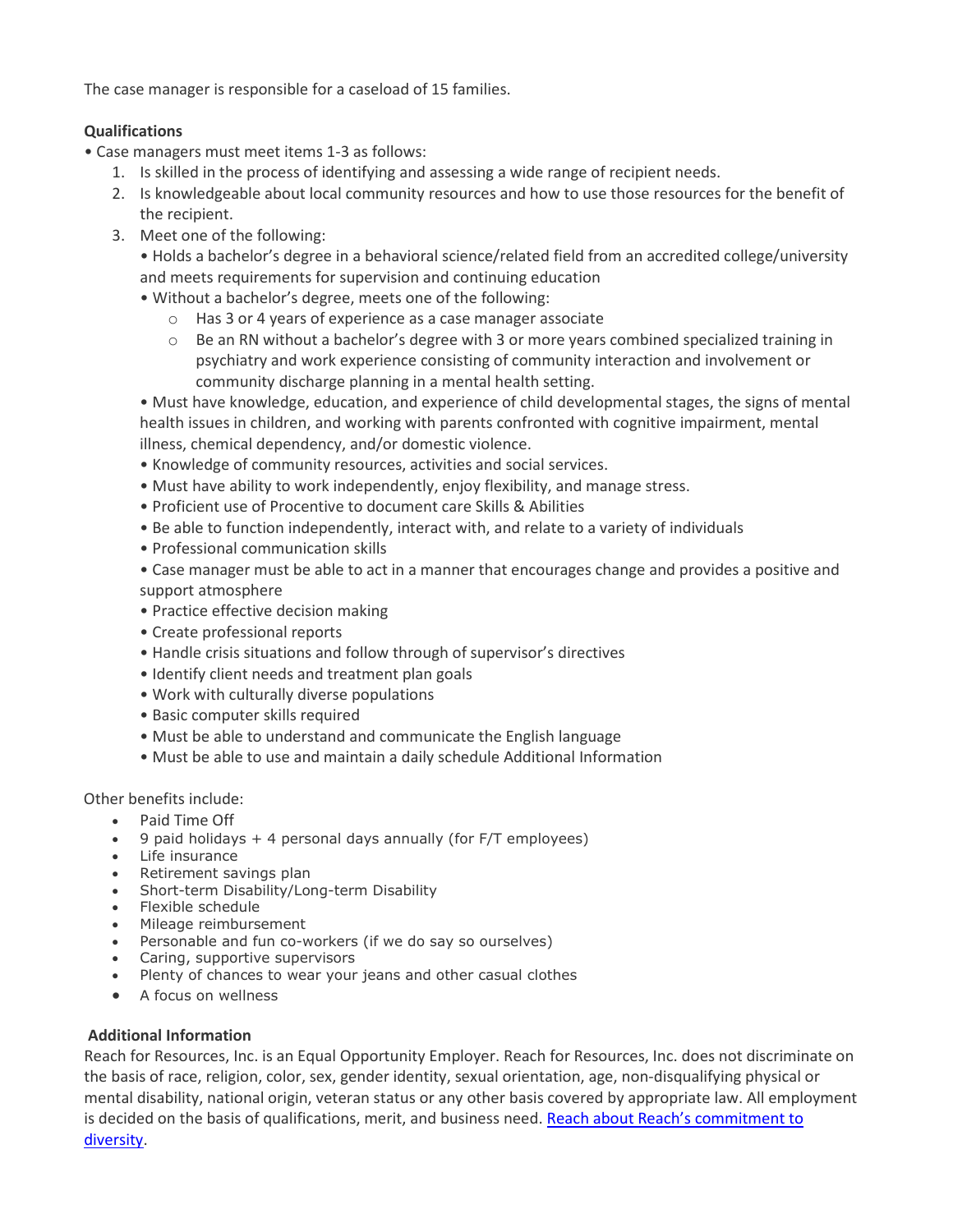The case manager is responsible for a caseload of 15 families.

**Qualifications**

- Case managers must meet items 1-3 as follows:
  1. Is skilled in the process of identifying and assessing a wide range of recipient needs.
  2. Is knowledgeable about local community resources and how to use those resources for the benefit of the recipient.
  3. Meet one of the following:
     - Holds a bachelor's degree in a behavioral science/related field from an accredited college/university and meets requirements for supervision and continuing education
     - Without a bachelor's degree, meets one of the following:
       - Has 3 or 4 years of experience as a case manager associate
       - Be an RN without a bachelor's degree with 3 or more years combined specialized training in psychiatry and work experience consisting of community interaction and involvement or community discharge planning in a mental health setting.
     - Must have knowledge, education, and experience of child developmental stages, the signs of mental health issues in children, and working with parents confronted with cognitive impairment, mental illness, chemical dependency, and/or domestic violence.
     - Knowledge of community resources, activities and social services.
     - Must have ability to work independently, enjoy flexibility, and manage stress.
     - Proficient use of Procentive to document care Skills & Abilities
     - Be able to function independently, interact with, and relate to a variety of individuals
     - Professional communication skills
     - Case manager must be able to act in a manner that encourages change and provides a positive and support atmosphere
     - Practice effective decision making
     - Create professional reports
     - Handle crisis situations and follow through of supervisor's directives
     - Identify client needs and treatment plan goals
     - Work with culturally diverse populations
     - Basic computer skills required
     - Must be able to understand and communicate the English language
     - Must be able to use and maintain a daily schedule Additional Information

Other benefits include:

- Paid Time Off
- 9 paid holidays + 4 personal days annually (for F/T employees)
- Life insurance
- Retirement savings plan
- Short-term Disability/Long-term Disability
- Flexible schedule
- Mileage reimbursement
- Personable and fun co-workers (if we do say so ourselves)
- Caring, supportive supervisors
- Plenty of chances to wear your jeans and other casual clothes
- A focus on wellness

**Additional Information**

Reach for Resources, Inc. is an Equal Opportunity Employer. Reach for Resources, Inc. does not discriminate on the basis of race, religion, color, sex, gender identity, sexual orientation, age, non-disqualifying physical or mental disability, national origin, veteran status or any other basis covered by appropriate law. All employment is decided on the basis of qualifications, merit, and business need. Reach about Reach's commitment to diversity.